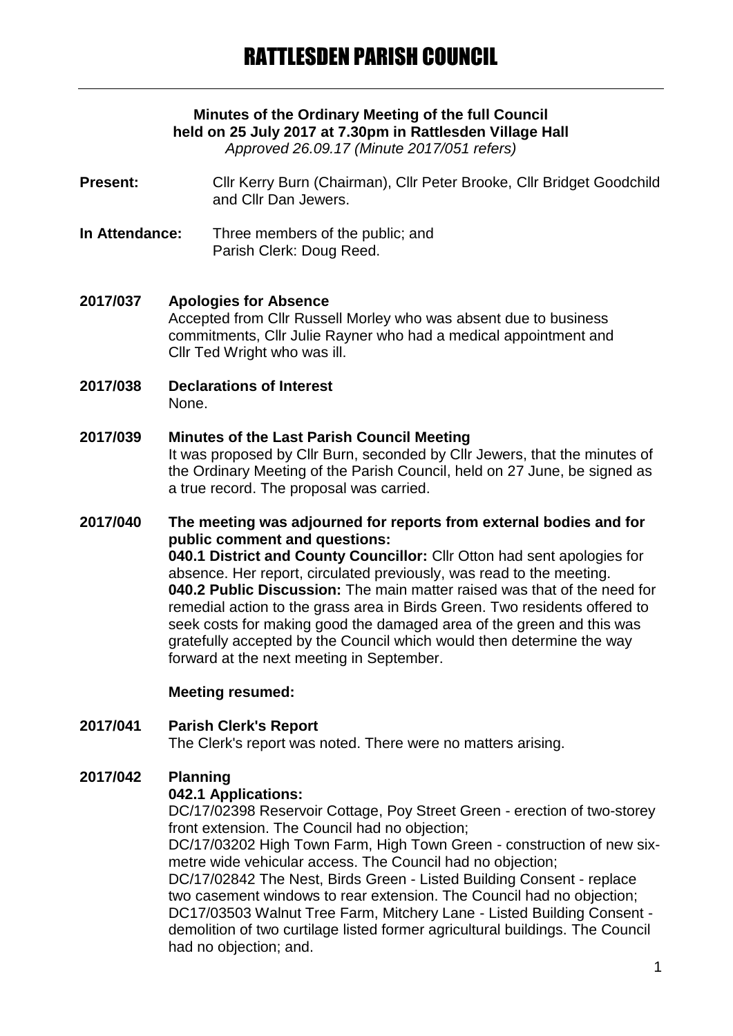# RATTLESDEN PARISH COUNCIL

**Minutes of the Ordinary Meeting of the full Council held on 25 July 2017 at 7.30pm in Rattlesden Village Hall**

*Approved 26.09.17 (Minute 2017/051 refers)*

**Present:** Cllr Kerry Burn (Chairman), Cllr Peter Brooke, Cllr Bridget Goodchild and Cllr Dan Jewers.

**In Attendance:** Three members of the public; and Parish Clerk: Doug Reed.

**2017/037 Apologies for Absence**

Accepted from Cllr Russell Morley who was absent due to business commitments, Cllr Julie Rayner who had a medical appointment and Cllr Ted Wright who was ill.

**2017/038 Declarations of Interest**

None.

**2017/039 Minutes of the Last Parish Council Meeting**

It was proposed by Cllr Burn, seconded by Cllr Jewers, that the minutes of the Ordinary Meeting of the Parish Council, held on 27 June, be signed as a true record. The proposal was carried.

**2017/040 The meeting was adjourned for reports from external bodies and for public comment and questions:**

**040.1 District and County Councillor:** Cllr Otton had sent apologies for absence. Her report, circulated previously, was read to the meeting.

**040.2 Public Discussion:** The main matter raised was that of the need for remedial action to the grass area in Birds Green. Two residents offered to seek costs for making good the damaged area of the green and this was gratefully accepted by the Council which would then determine the way forward at the next meeting in September.

**Meeting resumed:**

**2017/041 Parish Clerk's Report**

The Clerk's report was noted. There were no matters arising.

**2017/042 Planning**

**042.1 Applications:**

DC/17/02398 Reservoir Cottage, Poy Street Green - erection of two-storey front extension. The Council had no objection;

DC/17/03202 High Town Farm, High Town Green - construction of new six-metre wide vehicular access. The Council had no objection;

DC/17/02842 The Nest, Birds Green - Listed Building Consent - replace two casement windows to rear extension. The Council had no objection;

DC17/03503 Walnut Tree Farm, Mitchery Lane - Listed Building Consent - demolition of two curtilage listed former agricultural buildings. The Council had no objection; and.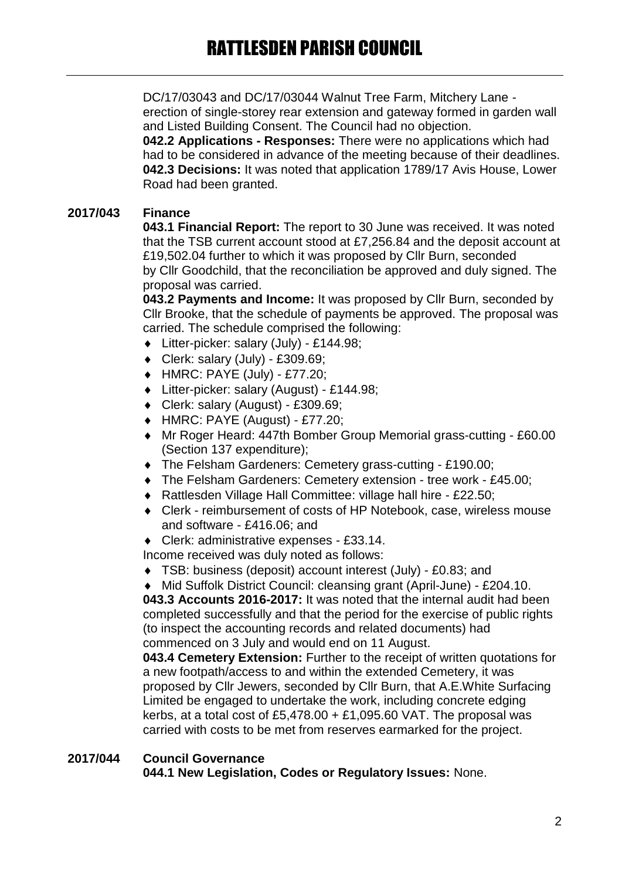DC/17/03043 and DC/17/03044 Walnut Tree Farm, Mitchery Lane - erection of single-storey rear extension and gateway formed in garden wall and Listed Building Consent. The Council had no objection.

**042.2 Applications - Responses:** There were no applications which had had to be considered in advance of the meeting because of their deadlines.

**042.3 Decisions:** It was noted that application 1789/17 Avis House, Lower Road had been granted.

**2017/043 Finance**

**043.1 Financial Report:** The report to 30 June was received. It was noted that the TSB current account stood at £7,256.84 and the deposit account at £19,502.04 further to which it was proposed by Cllr Burn, seconded by Cllr Goodchild, that the reconciliation be approved and duly signed. The proposal was carried.

**043.2 Payments and Income:** It was proposed by Cllr Burn, seconded by Cllr Brooke, that the schedule of payments be approved. The proposal was carried. The schedule comprised the following:

- Litter-picker: salary (July) - £144.98;
- Clerk: salary (July) - £309.69;
- HMRC: PAYE (July) - £77.20;
- Litter-picker: salary (August) - £144.98;
- Clerk: salary (August) - £309.69;
- HMRC: PAYE (August) - £77.20;
- Mr Roger Heard: 447th Bomber Group Memorial grass-cutting - £60.00 (Section 137 expenditure);
- The Felsham Gardeners: Cemetery grass-cutting - £190.00;
- The Felsham Gardeners: Cemetery extension - tree work - £45.00;
- Rattlesden Village Hall Committee: village hall hire - £22.50;
- Clerk - reimbursement of costs of HP Notebook, case, wireless mouse and software - £416.06; and
- Clerk: administrative expenses - £33.14.

Income received was duly noted as follows:

- TSB: business (deposit) account interest (July) - £0.83; and
- Mid Suffolk District Council: cleansing grant (April-June) - £204.10.

**043.3 Accounts 2016-2017:** It was noted that the internal audit had been completed successfully and that the period for the exercise of public rights (to inspect the accounting records and related documents) had commenced on 3 July and would end on 11 August.

**043.4 Cemetery Extension:** Further to the receipt of written quotations for a new footpath/access to and within the extended Cemetery, it was proposed by Cllr Jewers, seconded by Cllr Burn, that A.E.White Surfacing Limited be engaged to undertake the work, including concrete edging kerbs, at a total cost of £5,478.00 + £1,095.60 VAT. The proposal was carried with costs to be met from reserves earmarked for the project.

**2017/044 Council Governance**

**044.1 New Legislation, Codes or Regulatory Issues:** None.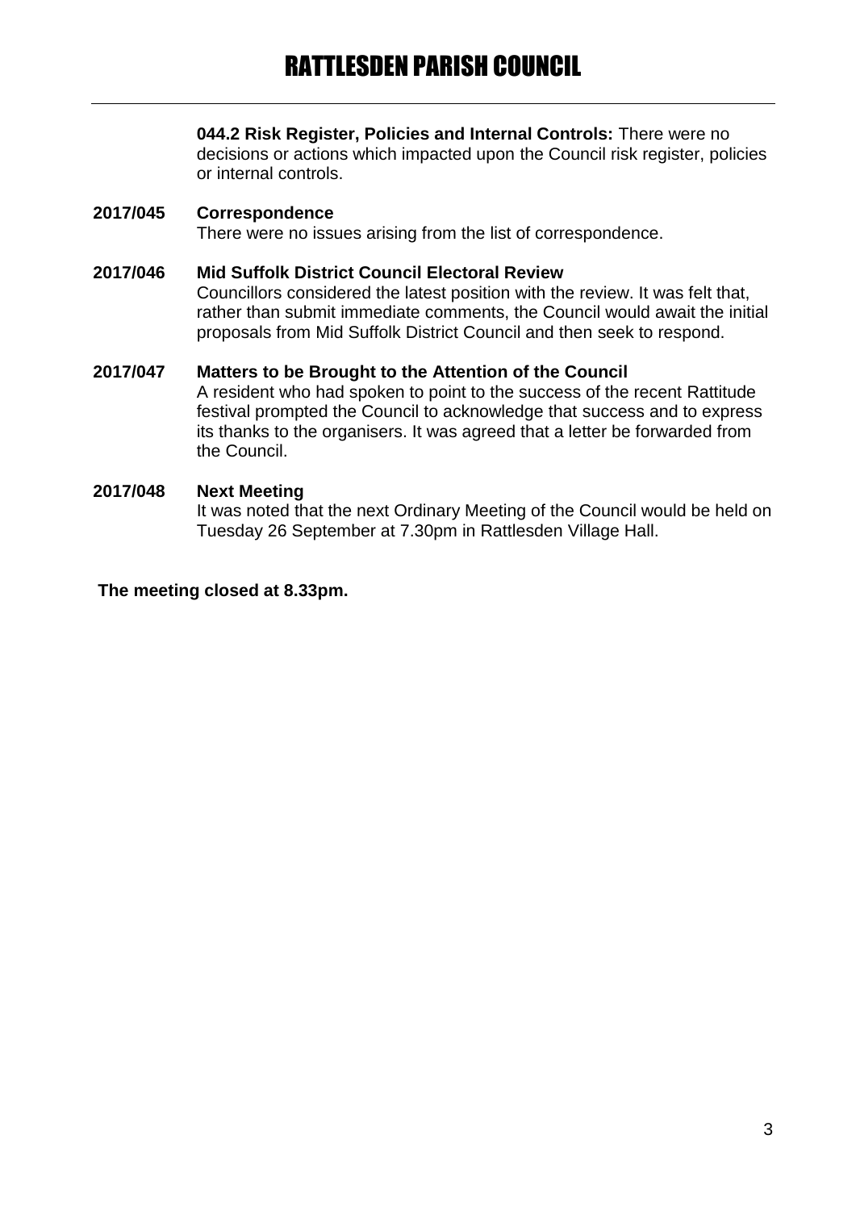**044.2 Risk Register, Policies and Internal Controls:** There were no decisions or actions which impacted upon the Council risk register, policies or internal controls.

**2017/045 Correspondence**

There were no issues arising from the list of correspondence.

**2017/046 Mid Suffolk District Council Electoral Review**

Councillors considered the latest position with the review. It was felt that, rather than submit immediate comments, the Council would await the initial proposals from Mid Suffolk District Council and then seek to respond.

**2017/047 Matters to be Brought to the Attention of the Council**

A resident who had spoken to point to the success of the recent Rattitude festival prompted the Council to acknowledge that success and to express its thanks to the organisers. It was agreed that a letter be forwarded from the Council.

**2017/048 Next Meeting**

It was noted that the next Ordinary Meeting of the Council would be held on Tuesday 26 September at 7.30pm in Rattlesden Village Hall.

**The meeting closed at 8.33pm.**